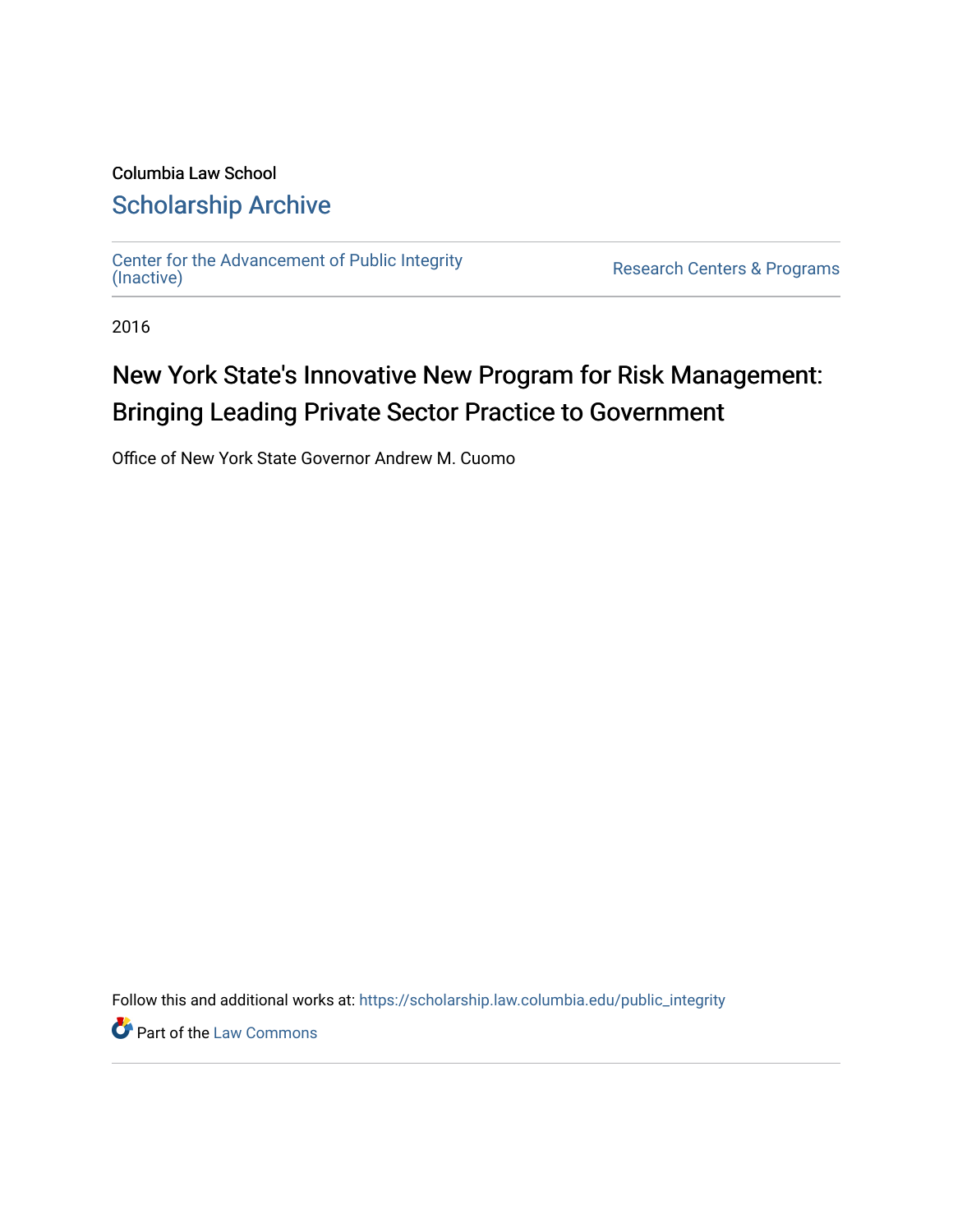Columbia Law School

# Scholarship Archive

Center for the Advancement of Public Integrity (Inactive)

Research Centers & Programs

2016

## New York State's Innovative New Program for Risk Management: Bringing Leading Private Sector Practice to Government

Office of New York State Governor Andrew M. Cuomo

Follow this and additional works at: https://scholarship.law.columbia.edu/public_integrity

Part of the Law Commons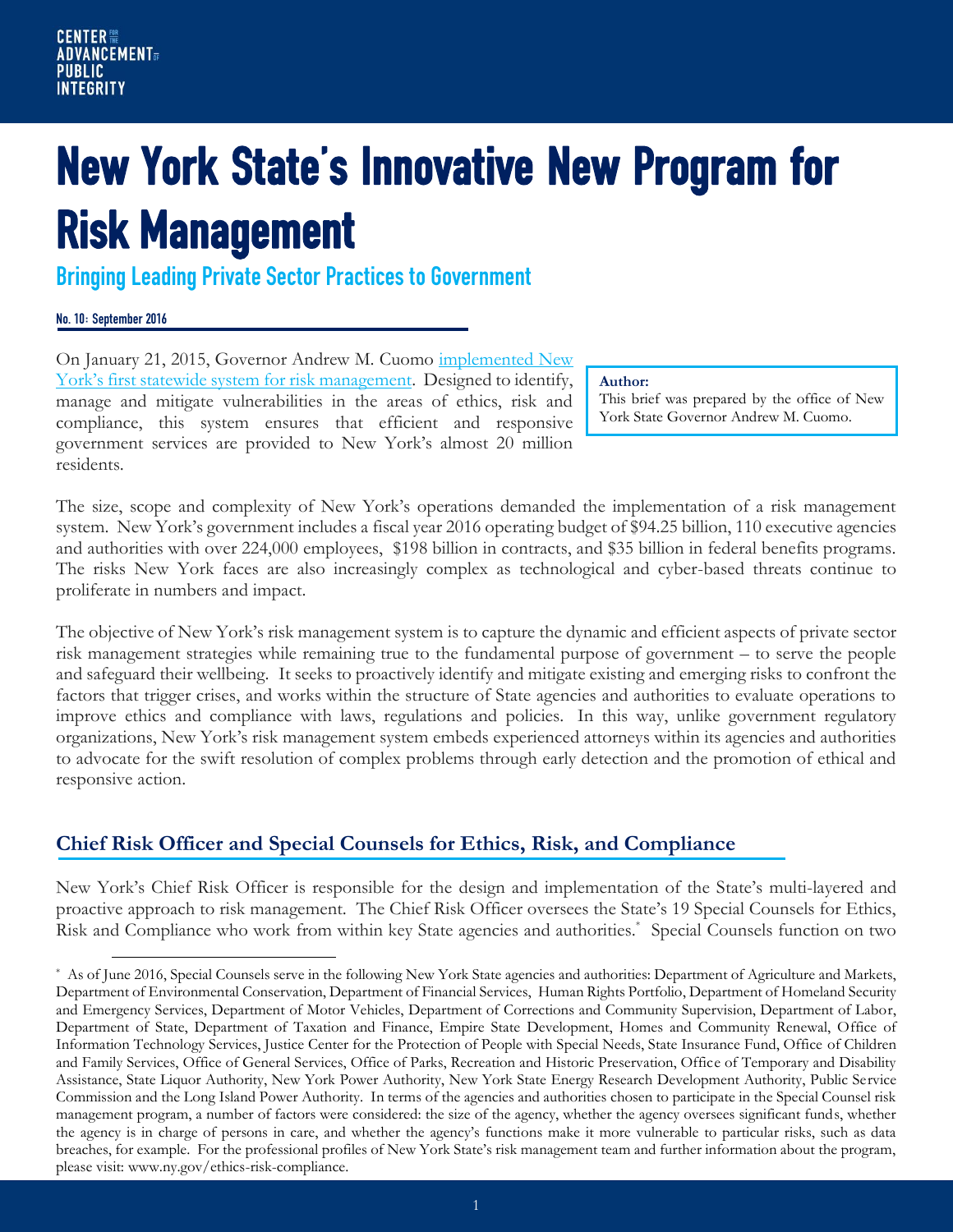# New York State's Innovative New Program for Risk Management

## Bringing Leading Private Sector Practices to Government

**No. 10: September 2016**

On January 21, 2015, Governor Andrew M. Cuomo [implemented New York's first statewide system for risk management](). Designed to identify, manage and mitigate vulnerabilities in the areas of ethics, risk and compliance, this system ensures that efficient and responsive government services are provided to New York's almost 20 million residents.

**Author:**
This brief was prepared by the office of New York State Governor Andrew M. Cuomo.

The size, scope and complexity of New York's operations demanded the implementation of a risk management system. New York's government includes a fiscal year 2016 operating budget of $94.25 billion, 110 executive agencies and authorities with over 224,000 employees, $198 billion in contracts, and $35 billion in federal benefits programs. The risks New York faces are also increasingly complex as technological and cyber-based threats continue to proliferate in numbers and impact.

The objective of New York's risk management system is to capture the dynamic and efficient aspects of private sector risk management strategies while remaining true to the fundamental purpose of government – to serve the people and safeguard their wellbeing. It seeks to proactively identify and mitigate existing and emerging risks to confront the factors that trigger crises, and works within the structure of State agencies and authorities to evaluate operations to improve ethics and compliance with laws, regulations and policies. In this way, unlike government regulatory organizations, New York's risk management system embeds experienced attorneys within its agencies and authorities to advocate for the swift resolution of complex problems through early detection and the promotion of ethical and responsive action.

### Chief Risk Officer and Special Counsels for Ethics, Risk, and Compliance

New York's Chief Risk Officer is responsible for the design and implementation of the State's multi-layered and proactive approach to risk management. The Chief Risk Officer oversees the State's 19 Special Counsels for Ethics, Risk and Compliance who work from within key State agencies and authorities.[*] Special Counsels function on two

[*] As of June 2016, Special Counsels serve in the following New York State agencies and authorities: Department of Agriculture and Markets, Department of Environmental Conservation, Department of Financial Services, Human Rights Portfolio, Department of Homeland Security and Emergency Services, Department of Motor Vehicles, Department of Corrections and Community Supervision, Department of Labor, Department of State, Department of Taxation and Finance, Empire State Development, Homes and Community Renewal, Office of Information Technology Services, Justice Center for the Protection of People with Special Needs, State Insurance Fund, Office of Children and Family Services, Office of General Services, Office of Parks, Recreation and Historic Preservation, Office of Temporary and Disability Assistance, State Liquor Authority, New York Power Authority, New York State Energy Research Development Authority, Public Service Commission and the Long Island Power Authority. In terms of the agencies and authorities chosen to participate in the Special Counsel risk management program, a number of factors were considered: the size of the agency, whether the agency oversees significant funds, whether the agency is in charge of persons in care, and whether the agency's functions make it more vulnerable to particular risks, such as data breaches, for example. For the professional profiles of New York State's risk management team and further information about the program, please visit: www.ny.gov/ethics-risk-compliance.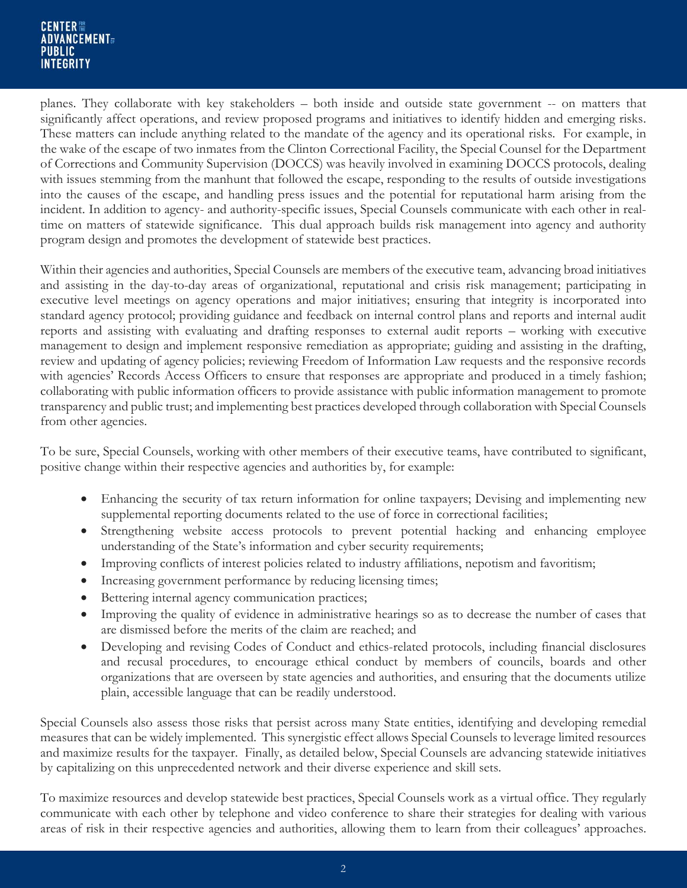planes. They collaborate with key stakeholders – both inside and outside state government -- on matters that significantly affect operations, and review proposed programs and initiatives to identify hidden and emerging risks. These matters can include anything related to the mandate of the agency and its operational risks. For example, in the wake of the escape of two inmates from the Clinton Correctional Facility, the Special Counsel for the Department of Corrections and Community Supervision (DOCCS) was heavily involved in examining DOCCS protocols, dealing with issues stemming from the manhunt that followed the escape, responding to the results of outside investigations into the causes of the escape, and handling press issues and the potential for reputational harm arising from the incident. In addition to agency- and authority-specific issues, Special Counsels communicate with each other in real-time on matters of statewide significance. This dual approach builds risk management into agency and authority program design and promotes the development of statewide best practices.

Within their agencies and authorities, Special Counsels are members of the executive team, advancing broad initiatives and assisting in the day-to-day areas of organizational, reputational and crisis risk management; participating in executive level meetings on agency operations and major initiatives; ensuring that integrity is incorporated into standard agency protocol; providing guidance and feedback on internal control plans and reports and internal audit reports and assisting with evaluating and drafting responses to external audit reports – working with executive management to design and implement responsive remediation as appropriate; guiding and assisting in the drafting, review and updating of agency policies; reviewing Freedom of Information Law requests and the responsive records with agencies' Records Access Officers to ensure that responses are appropriate and produced in a timely fashion; collaborating with public information officers to provide assistance with public information management to promote transparency and public trust; and implementing best practices developed through collaboration with Special Counsels from other agencies.

To be sure, Special Counsels, working with other members of their executive teams, have contributed to significant, positive change within their respective agencies and authorities by, for example:

- Enhancing the security of tax return information for online taxpayers; Devising and implementing new supplemental reporting documents related to the use of force in correctional facilities;
- Strengthening website access protocols to prevent potential hacking and enhancing employee understanding of the State's information and cyber security requirements;
- Improving conflicts of interest policies related to industry affiliations, nepotism and favoritism;
- Increasing government performance by reducing licensing times;
- Bettering internal agency communication practices;
- Improving the quality of evidence in administrative hearings so as to decrease the number of cases that are dismissed before the merits of the claim are reached; and
- Developing and revising Codes of Conduct and ethics-related protocols, including financial disclosures and recusal procedures, to encourage ethical conduct by members of councils, boards and other organizations that are overseen by state agencies and authorities, and ensuring that the documents utilize plain, accessible language that can be readily understood.

Special Counsels also assess those risks that persist across many State entities, identifying and developing remedial measures that can be widely implemented. This synergistic effect allows Special Counsels to leverage limited resources and maximize results for the taxpayer. Finally, as detailed below, Special Counsels are advancing statewide initiatives by capitalizing on this unprecedented network and their diverse experience and skill sets.

To maximize resources and develop statewide best practices, Special Counsels work as a virtual office. They regularly communicate with each other by telephone and video conference to share their strategies for dealing with various areas of risk in their respective agencies and authorities, allowing them to learn from their colleagues' approaches.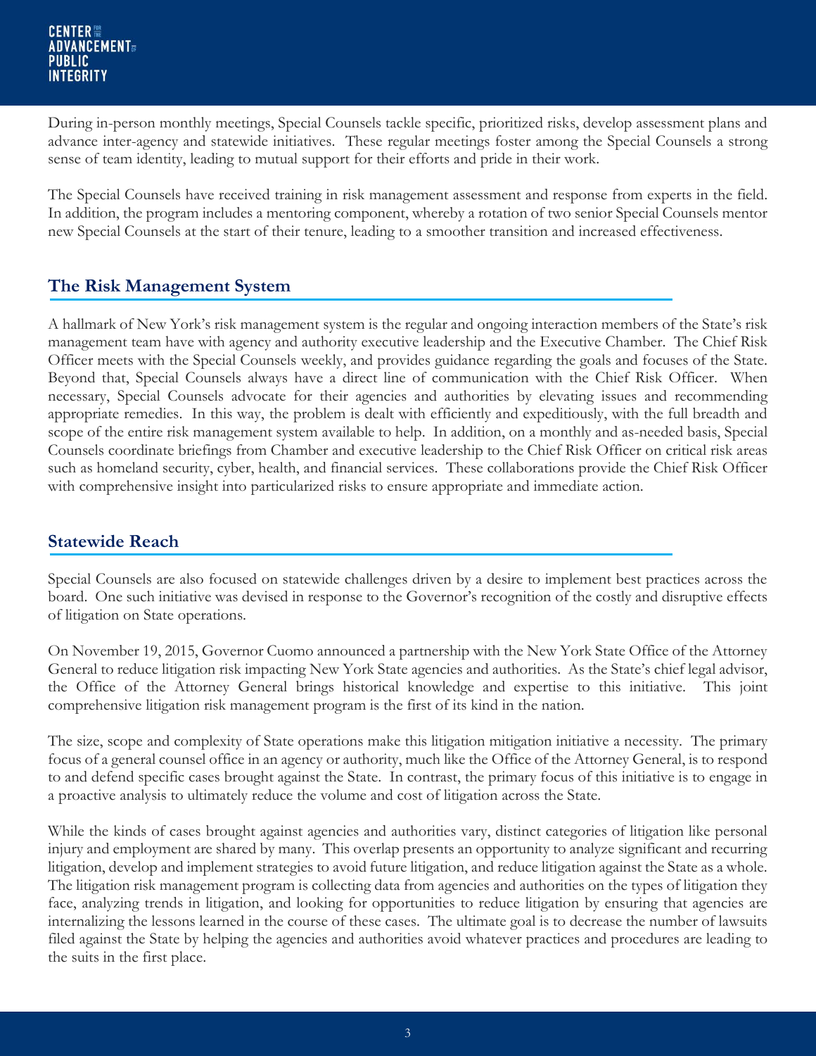During in-person monthly meetings, Special Counsels tackle specific, prioritized risks, develop assessment plans and advance inter-agency and statewide initiatives. These regular meetings foster among the Special Counsels a strong sense of team identity, leading to mutual support for their efforts and pride in their work.

The Special Counsels have received training in risk management assessment and response from experts in the field. In addition, the program includes a mentoring component, whereby a rotation of two senior Special Counsels mentor new Special Counsels at the start of their tenure, leading to a smoother transition and increased effectiveness.

## The Risk Management System

A hallmark of New York's risk management system is the regular and ongoing interaction members of the State's risk management team have with agency and authority executive leadership and the Executive Chamber. The Chief Risk Officer meets with the Special Counsels weekly, and provides guidance regarding the goals and focuses of the State. Beyond that, Special Counsels always have a direct line of communication with the Chief Risk Officer. When necessary, Special Counsels advocate for their agencies and authorities by elevating issues and recommending appropriate remedies. In this way, the problem is dealt with efficiently and expeditiously, with the full breadth and scope of the entire risk management system available to help. In addition, on a monthly and as-needed basis, Special Counsels coordinate briefings from Chamber and executive leadership to the Chief Risk Officer on critical risk areas such as homeland security, cyber, health, and financial services. These collaborations provide the Chief Risk Officer with comprehensive insight into particularized risks to ensure appropriate and immediate action.

## Statewide Reach

Special Counsels are also focused on statewide challenges driven by a desire to implement best practices across the board. One such initiative was devised in response to the Governor's recognition of the costly and disruptive effects of litigation on State operations.

On November 19, 2015, Governor Cuomo announced a partnership with the New York State Office of the Attorney General to reduce litigation risk impacting New York State agencies and authorities. As the State's chief legal advisor, the Office of the Attorney General brings historical knowledge and expertise to this initiative. This joint comprehensive litigation risk management program is the first of its kind in the nation.

The size, scope and complexity of State operations make this litigation mitigation initiative a necessity. The primary focus of a general counsel office in an agency or authority, much like the Office of the Attorney General, is to respond to and defend specific cases brought against the State. In contrast, the primary focus of this initiative is to engage in a proactive analysis to ultimately reduce the volume and cost of litigation across the State.

While the kinds of cases brought against agencies and authorities vary, distinct categories of litigation like personal injury and employment are shared by many. This overlap presents an opportunity to analyze significant and recurring litigation, develop and implement strategies to avoid future litigation, and reduce litigation against the State as a whole. The litigation risk management program is collecting data from agencies and authorities on the types of litigation they face, analyzing trends in litigation, and looking for opportunities to reduce litigation by ensuring that agencies are internalizing the lessons learned in the course of these cases. The ultimate goal is to decrease the number of lawsuits filed against the State by helping the agencies and authorities avoid whatever practices and procedures are leading to the suits in the first place.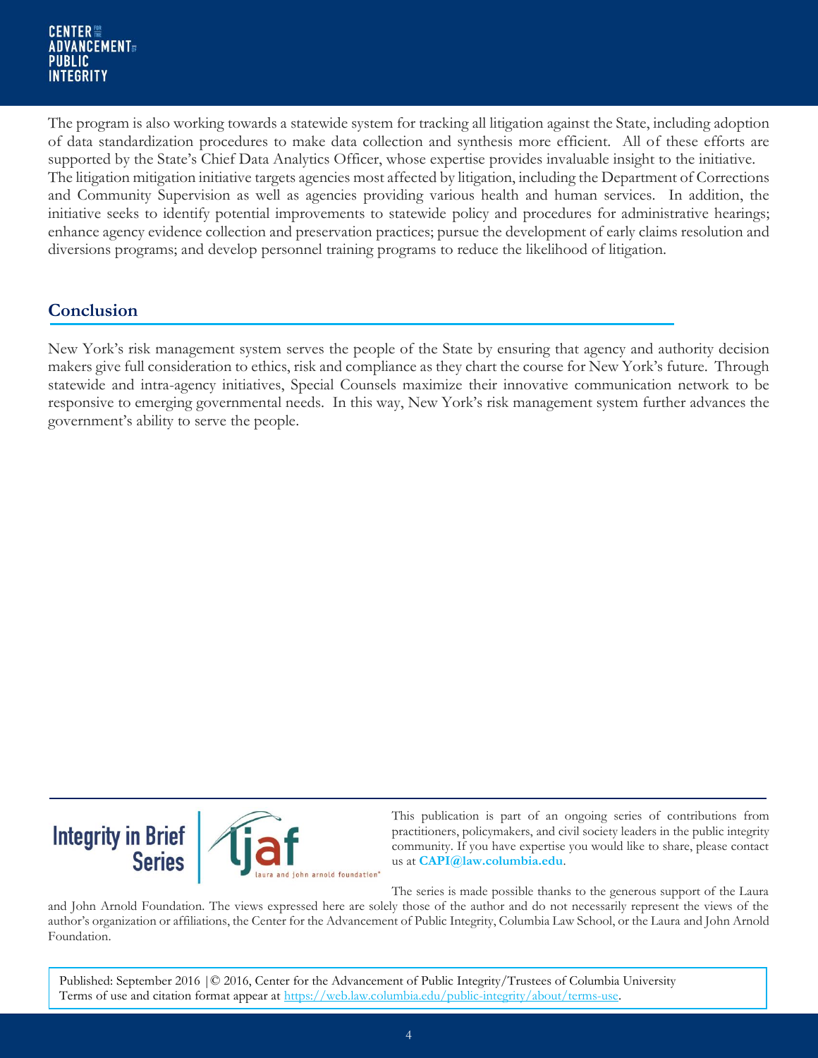The program is also working towards a statewide system for tracking all litigation against the State, including adoption of data standardization procedures to make data collection and synthesis more efficient. All of these efforts are supported by the State's Chief Data Analytics Officer, whose expertise provides invaluable insight to the initiative. The litigation mitigation initiative targets agencies most affected by litigation, including the Department of Corrections and Community Supervision as well as agencies providing various health and human services. In addition, the initiative seeks to identify potential improvements to statewide policy and procedures for administrative hearings; enhance agency evidence collection and preservation practices; pursue the development of early claims resolution and diversions programs; and develop personnel training programs to reduce the likelihood of litigation.

## Conclusion

New York's risk management system serves the people of the State by ensuring that agency and authority decision makers give full consideration to ethics, risk and compliance as they chart the course for New York's future. Through statewide and intra-agency initiatives, Special Counsels maximize their innovative communication network to be responsive to emerging governmental needs. In this way, New York's risk management system further advances the government's ability to serve the people.

---

**Integrity in Brief Series** | ljaf laura and john arnold foundation

This publication is part of an ongoing series of contributions from practitioners, policymakers, and civil society leaders in the public integrity community. If you have expertise you would like to share, please contact us at **CAPI@law.columbia.edu**.

The series is made possible thanks to the generous support of the Laura and John Arnold Foundation. The views expressed here are solely those of the author and do not necessarily represent the views of the author's organization or affiliations, the Center for the Advancement of Public Integrity, Columbia Law School, or the Laura and John Arnold Foundation.

Published: September 2016 |© 2016, Center for the Advancement of Public Integrity/Trustees of Columbia University
Terms of use and citation format appear at https://web.law.columbia.edu/public-integrity/about/terms-use.